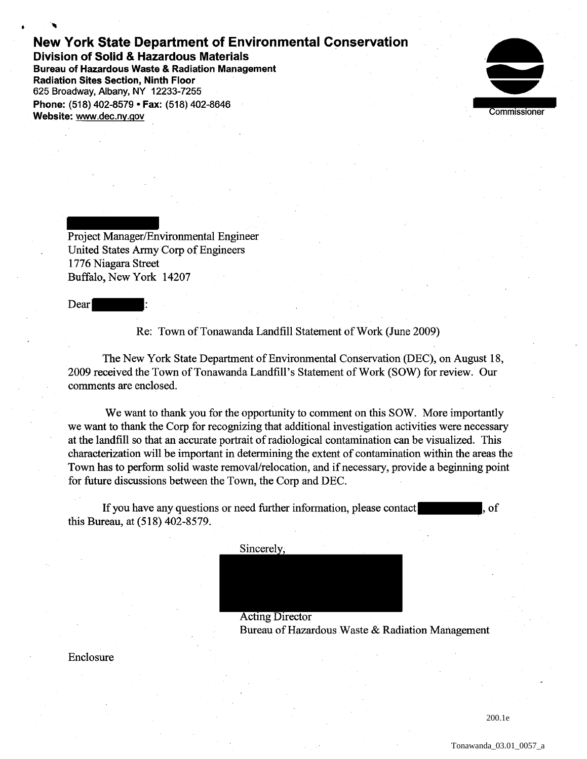# New York State Department of Environmental Conservation

## Division of Solid & Hazardous Materials

**Bureau of Hazardous Waste & Radiation Management**
**Radiation Sites Section, Ninth Floor**
625 Broadway, Albany, NY 12233-7255
**Phone:** (518) 402-8579 • **Fax:** (518) 402-8646
**Website:** www.dec.ny.gov

Commissioner

Project Manager/Environmental Engineer
United States Army Corp of Engineers
1776 Niagara Street
Buffalo, New York 14207

Dear :

Re: Town of Tonawanda Landfill Statement of Work (June 2009)

The New York State Department of Environmental Conservation (DEC), on August 18, 2009 received the Town of Tonawanda Landfill's Statement of Work (SOW) for review. Our comments are enclosed.

We want to thank you for the opportunity to comment on this SOW. More importantly we want to thank the Corp for recognizing that additional investigation activities were necessary at the landfill so that an accurate portrait of radiological contamination can be visualized. This characterization will be important in determining the extent of contamination within the areas the Town has to perform solid waste removal/relocation, and if necessary, provide a beginning point for future discussions between the Town, the Corp and DEC.

If you have any questions or need further information, please contact , of this Bureau, at (518) 402-8579.

Sincerely,

Acting Director
Bureau of Hazardous Waste & Radiation Management

Enclosure

200.1e

Tonawanda_03.01_0057_a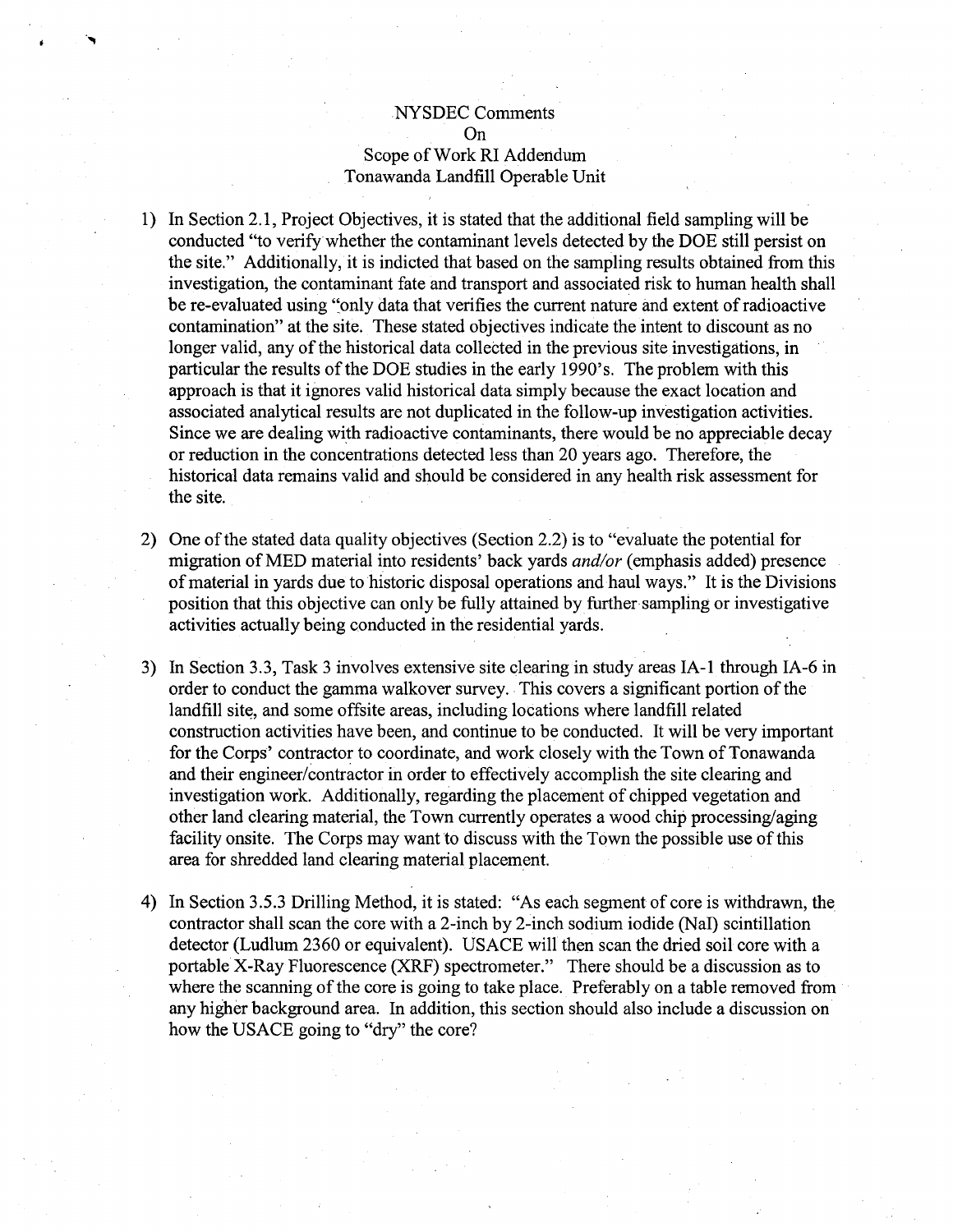NYSDEC Comments
On
Scope of Work RI Addendum
Tonawanda Landfill Operable Unit

1) In Section 2.1, Project Objectives, it is stated that the additional field sampling will be conducted "to verify whether the contaminant levels detected by the DOE still persist on the site." Additionally, it is indicted that based on the sampling results obtained from this investigation, the contaminant fate and transport and associated risk to human health shall be re-evaluated using "only data that verifies the current nature and extent of radioactive contamination" at the site. These stated objectives indicate the intent to discount as no longer valid, any of the historical data collected in the previous site investigations, in particular the results of the DOE studies in the early 1990's. The problem with this approach is that it ignores valid historical data simply because the exact location and associated analytical results are not duplicated in the follow-up investigation activities. Since we are dealing with radioactive contaminants, there would be no appreciable decay or reduction in the concentrations detected less than 20 years ago. Therefore, the historical data remains valid and should be considered in any health risk assessment for the site.

2) One of the stated data quality objectives (Section 2.2) is to "evaluate the potential for migration of MED material into residents' back yards *and/or* (emphasis added) presence of material in yards due to historic disposal operations and haul ways." It is the Divisions position that this objective can only be fully attained by further sampling or investigative activities actually being conducted in the residential yards.

3) In Section 3.3, Task 3 involves extensive site clearing in study areas IA-1 through IA-6 in order to conduct the gamma walkover survey. This covers a significant portion of the landfill site, and some offsite areas, including locations where landfill related construction activities have been, and continue to be conducted. It will be very important for the Corps' contractor to coordinate, and work closely with the Town of Tonawanda and their engineer/contractor in order to effectively accomplish the site clearing and investigation work. Additionally, regarding the placement of chipped vegetation and other land clearing material, the Town currently operates a wood chip processing/aging facility onsite. The Corps may want to discuss with the Town the possible use of this area for shredded land clearing material placement.

4) In Section 3.5.3 Drilling Method, it is stated: "As each segment of core is withdrawn, the contractor shall scan the core with a 2-inch by 2-inch sodium iodide (NaI) scintillation detector (Ludlum 2360 or equivalent). USACE will then scan the dried soil core with a portable X-Ray Fluorescence (XRF) spectrometer." There should be a discussion as to where the scanning of the core is going to take place. Preferably on a table removed from any higher background area. In addition, this section should also include a discussion on how the USACE going to "dry" the core?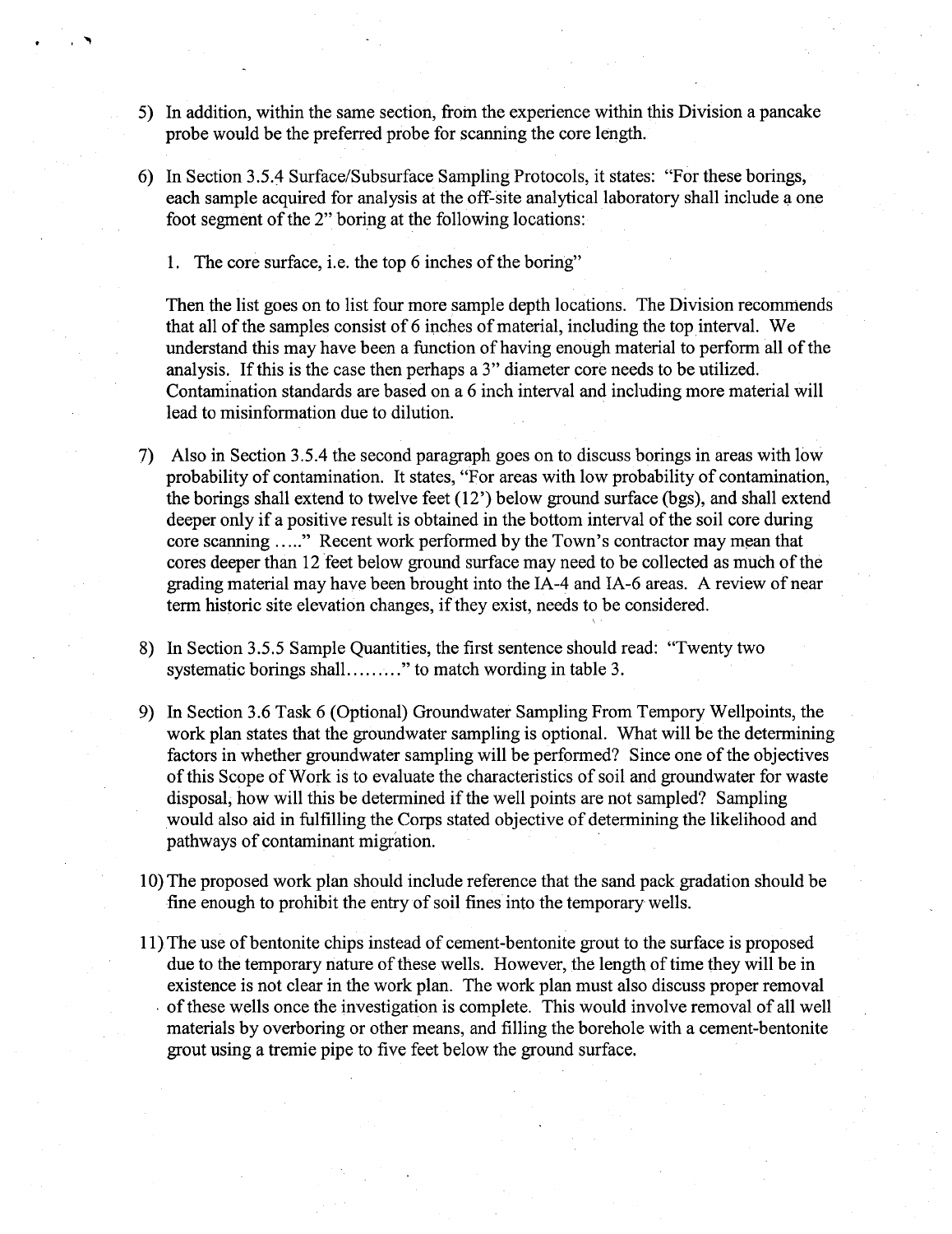5) In addition, within the same section, from the experience within this Division a pancake probe would be the preferred probe for scanning the core length.

6) In Section 3.5.4 Surface/Subsurface Sampling Protocols, it states: "For these borings, each sample acquired for analysis at the off-site analytical laboratory shall include a one foot segment of the 2" boring at the following locations:

   1. The core surface, i.e. the top 6 inches of the boring"

   Then the list goes on to list four more sample depth locations. The Division recommends that all of the samples consist of 6 inches of material, including the top interval. We understand this may have been a function of having enough material to perform all of the analysis. If this is the case then perhaps a 3" diameter core needs to be utilized. Contamination standards are based on a 6 inch interval and including more material will lead to misinformation due to dilution.

7) Also in Section 3.5.4 the second paragraph goes on to discuss borings in areas with low probability of contamination. It states, "For areas with low probability of contamination, the borings shall extend to twelve feet (12') below ground surface (bgs), and shall extend deeper only if a positive result is obtained in the bottom interval of the soil core during core scanning ….." Recent work performed by the Town's contractor may mean that cores deeper than 12 feet below ground surface may need to be collected as much of the grading material may have been brought into the IA-4 and IA-6 areas. A review of near term historic site elevation changes, if they exist, needs to be considered.

8) In Section 3.5.5 Sample Quantities, the first sentence should read: "Twenty two systematic borings shall………" to match wording in table 3.

9) In Section 3.6 Task 6 (Optional) Groundwater Sampling From Tempory Wellpoints, the work plan states that the groundwater sampling is optional. What will be the determining factors in whether groundwater sampling will be performed? Since one of the objectives of this Scope of Work is to evaluate the characteristics of soil and groundwater for waste disposal, how will this be determined if the well points are not sampled? Sampling would also aid in fulfilling the Corps stated objective of determining the likelihood and pathways of contaminant migration.

10) The proposed work plan should include reference that the sand pack gradation should be fine enough to prohibit the entry of soil fines into the temporary wells.

11) The use of bentonite chips instead of cement-bentonite grout to the surface is proposed due to the temporary nature of these wells. However, the length of time they will be in existence is not clear in the work plan. The work plan must also discuss proper removal of these wells once the investigation is complete. This would involve removal of all well materials by overboring or other means, and filling the borehole with a cement-bentonite grout using a tremie pipe to five feet below the ground surface.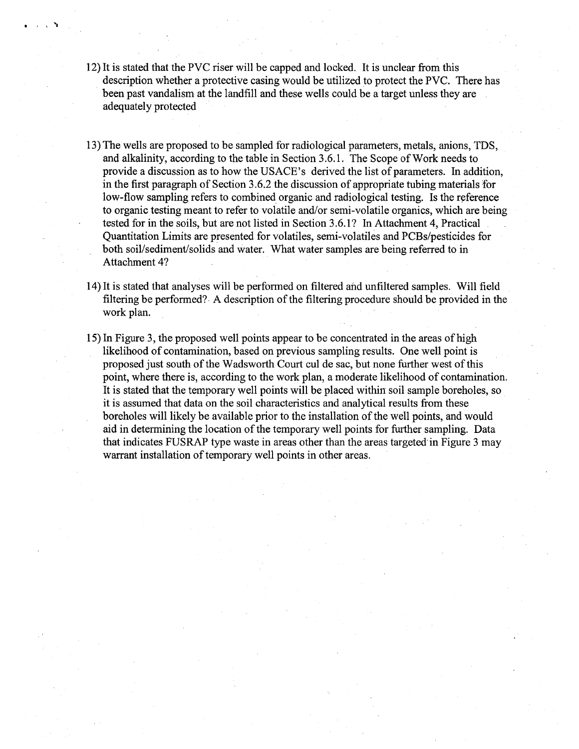12) It is stated that the PVC riser will be capped and locked. It is unclear from this description whether a protective casing would be utilized to protect the PVC. There has been past vandalism at the landfill and these wells could be a target unless they are adequately protected

13) The wells are proposed to be sampled for radiological parameters, metals, anions, TDS, and alkalinity, according to the table in Section 3.6.1. The Scope of Work needs to provide a discussion as to how the USACE's derived the list of parameters. In addition, in the first paragraph of Section 3.6.2 the discussion of appropriate tubing materials for low-flow sampling refers to combined organic and radiological testing. Is the reference to organic testing meant to refer to volatile and/or semi-volatile organics, which are being tested for in the soils, but are not listed in Section 3.6.1? In Attachment 4, Practical Quantitation Limits are presented for volatiles, semi-volatiles and PCBs/pesticides for both soil/sediment/solids and water. What water samples are being referred to in Attachment 4?

14) It is stated that analyses will be performed on filtered and unfiltered samples. Will field filtering be performed? A description of the filtering procedure should be provided in the work plan.

15) In Figure 3, the proposed well points appear to be concentrated in the areas of high likelihood of contamination, based on previous sampling results. One well point is proposed just south of the Wadsworth Court cul de sac, but none further west of this point, where there is, according to the work plan, a moderate likelihood of contamination. It is stated that the temporary well points will be placed within soil sample boreholes, so it is assumed that data on the soil characteristics and analytical results from these boreholes will likely be available prior to the installation of the well points, and would aid in determining the location of the temporary well points for further sampling. Data that indicates FUSRAP type waste in areas other than the areas targeted in Figure 3 may warrant installation of temporary well points in other areas.